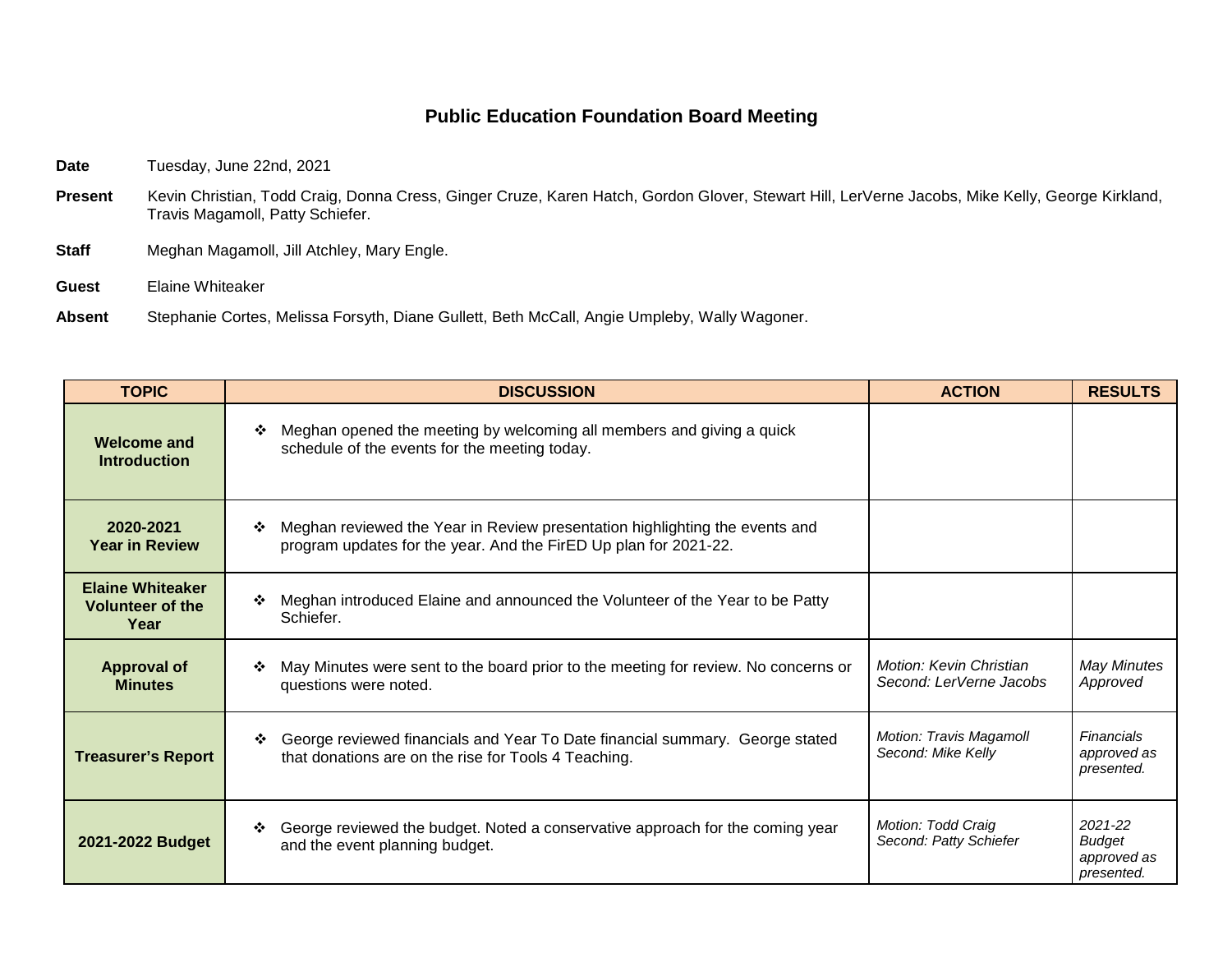# Public Education Foundation Board Meeting

**Date** Tuesday, June 22nd, 2021

**Present** Kevin Christian, Todd Craig, Donna Cress, Ginger Cruze, Karen Hatch, Gordon Glover, Stewart Hill, LerVerne Jacobs, Mike Kelly, George Kirkland, Travis Magamoll, Patty Schiefer.

**Staff** Meghan Magamoll, Jill Atchley, Mary Engle.

**Guest** Elaine Whiteaker

**Absent** Stephanie Cortes, Melissa Forsyth, Diane Gullett, Beth McCall, Angie Umpleby, Wally Wagoner.

| TOPIC | DISCUSSION | ACTION | RESULTS |
|---|---|---|---|
| **Welcome and Introduction** | ❖ Meghan opened the meeting by welcoming all members and giving a quick schedule of the events for the meeting today. | | |
| **2020-2021 Year in Review** | ❖ Meghan reviewed the Year in Review presentation highlighting the events and program updates for the year. And the FirED Up plan for 2021-22. | | |
| **Elaine Whiteaker Volunteer of the Year** | ❖ Meghan introduced Elaine and announced the Volunteer of the Year to be Patty Schiefer. | | |
| **Approval of Minutes** | ❖ May Minutes were sent to the board prior to the meeting for review. No concerns or questions were noted. | *Motion: Kevin Christian*<br>*Second: LerVerne Jacobs* | *May Minutes Approved* |
| **Treasurer's Report** | ❖ George reviewed financials and Year To Date financial summary. George stated that donations are on the rise for Tools 4 Teaching. | *Motion: Travis Magamoll*<br>*Second: Mike Kelly* | *Financials approved as presented.* |
| **2021-2022 Budget** | ❖ George reviewed the budget. Noted a conservative approach for the coming year and the event planning budget. | *Motion: Todd Craig*<br>*Second: Patty Schiefer* | *2021-22 Budget approved as presented.* |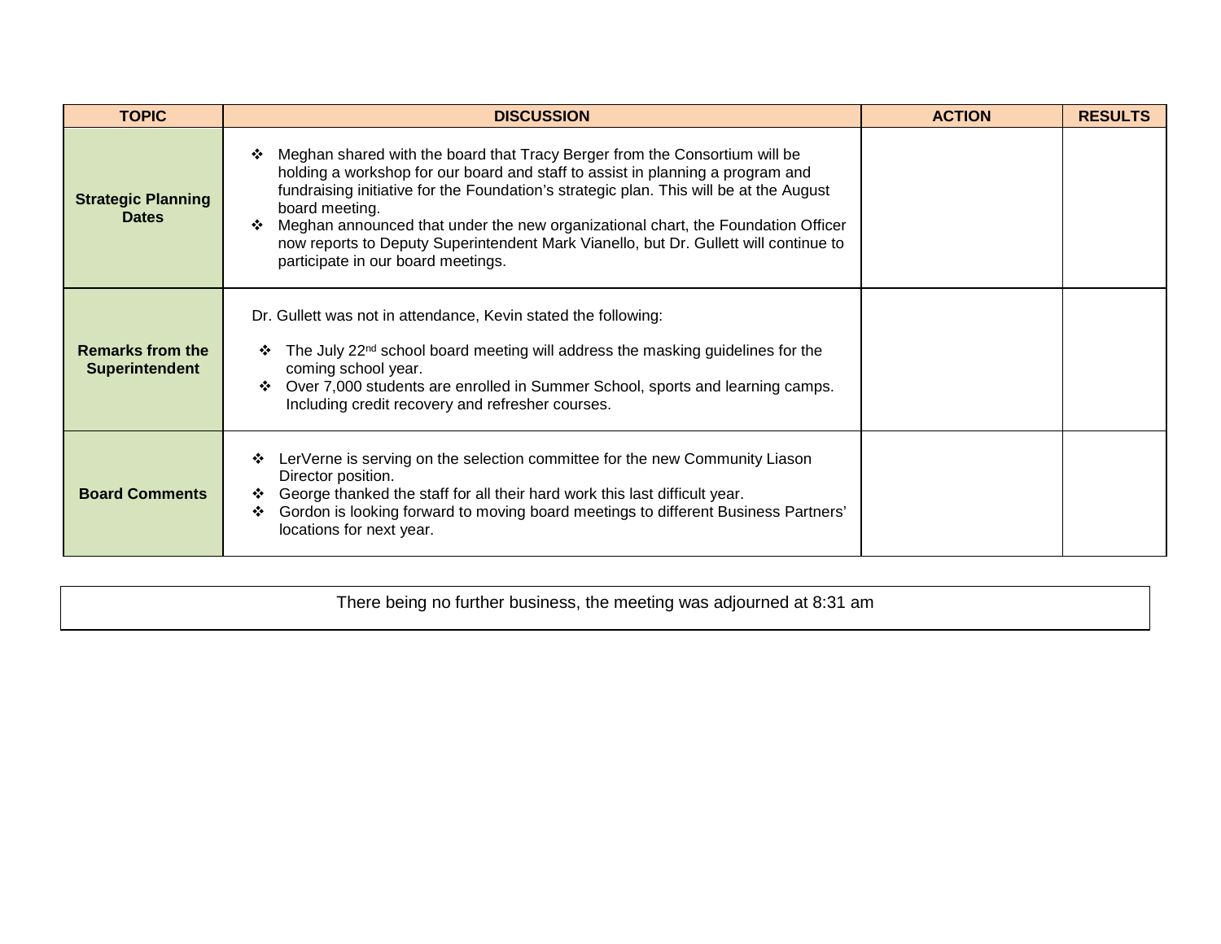| TOPIC | DISCUSSION | ACTION | RESULTS |
|---|---|---|---|
| **Strategic Planning Dates** | ❖ Meghan shared with the board that Tracy Berger from the Consortium will be holding a workshop for our board and staff to assist in planning a program and fundraising initiative for the Foundation's strategic plan. This will be at the August board meeting.<br>❖ Meghan announced that under the new organizational chart, the Foundation Officer now reports to Deputy Superintendent Mark Vianello, but Dr. Gullett will continue to participate in our board meetings. | | |
| **Remarks from the Superintendent** | Dr. Gullett was not in attendance, Kevin stated the following:<br>❖ The July 22nd school board meeting will address the masking guidelines for the coming school year.<br>❖ Over 7,000 students are enrolled in Summer School, sports and learning camps. Including credit recovery and refresher courses. | | |
| **Board Comments** | ❖ LerVerne is serving on the selection committee for the new Community Liason Director position.<br>❖ George thanked the staff for all their hard work this last difficult year.<br>❖ Gordon is looking forward to moving board meetings to different Business Partners' locations for next year. | | |

There being no further business, the meeting was adjourned at 8:31 am